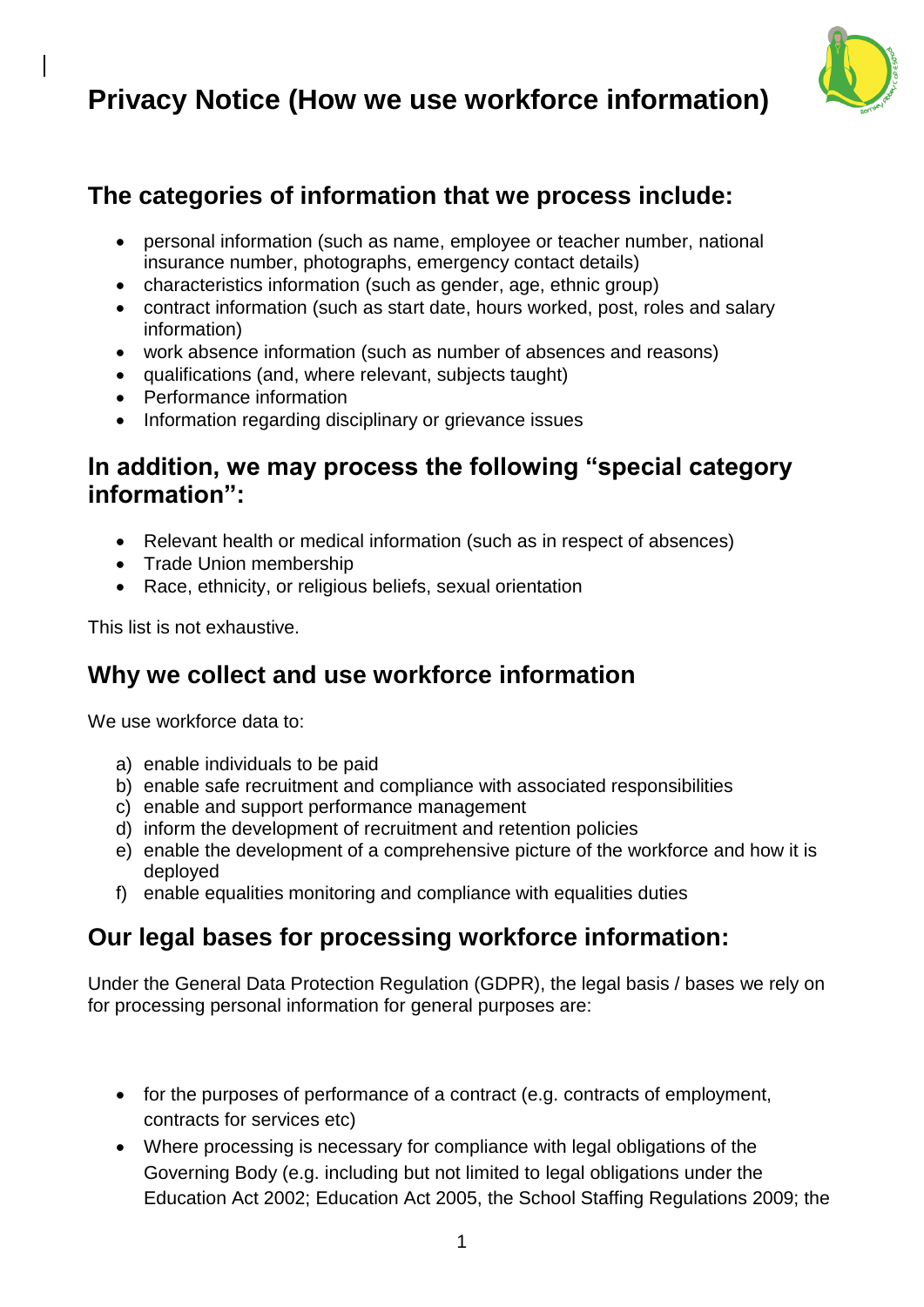# Privacy Notice (How we use workforce information)

## The categories of information that we process include:

- personal information (such as name, employee or teacher number, national insurance number, photographs, emergency contact details)
- characteristics information (such as gender, age, ethnic group)
- contract information (such as start date, hours worked, post, roles and salary information)
- work absence information (such as number of absences and reasons)
- qualifications (and, where relevant, subjects taught)
- Performance information
- Information regarding disciplinary or grievance issues

## In addition, we may process the following "special category information":

- Relevant health or medical information (such as in respect of absences)
- Trade Union membership
- Race, ethnicity, or religious beliefs, sexual orientation

This list is not exhaustive.

## Why we collect and use workforce information

We use workforce data to:

a) enable individuals to be paid
b) enable safe recruitment and compliance with associated responsibilities
c) enable and support performance management
d) inform the development of recruitment and retention policies
e) enable the development of a comprehensive picture of the workforce and how it is deployed
f) enable equalities monitoring and compliance with equalities duties

## Our legal bases for processing workforce information:

Under the General Data Protection Regulation (GDPR), the legal basis / bases we rely on for processing personal information for general purposes are:

- for the purposes of performance of a contract (e.g. contracts of employment, contracts for services etc)
- Where processing is necessary for compliance with legal obligations of the Governing Body (e.g. including but not limited to legal obligations under the Education Act 2002; Education Act 2005, the School Staffing Regulations 2009; the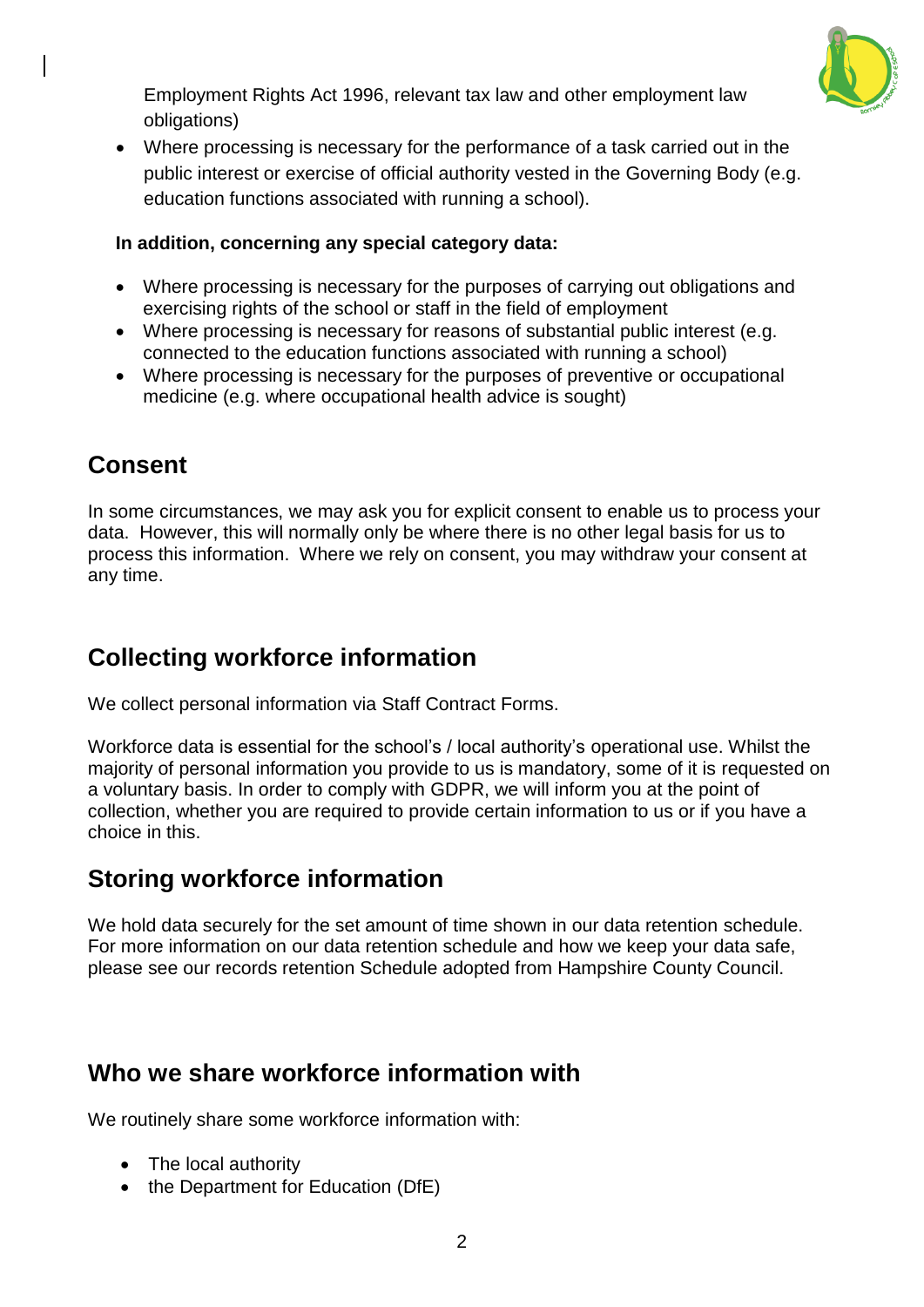Employment Rights Act 1996, relevant tax law and other employment law obligations)

- Where processing is necessary for the performance of a task carried out in the public interest or exercise of official authority vested in the Governing Body (e.g. education functions associated with running a school).

**In addition, concerning any special category data:**

- Where processing is necessary for the purposes of carrying out obligations and exercising rights of the school or staff in the field of employment
- Where processing is necessary for reasons of substantial public interest (e.g. connected to the education functions associated with running a school)
- Where processing is necessary for the purposes of preventive or occupational medicine (e.g. where occupational health advice is sought)

## Consent

In some circumstances, we may ask you for explicit consent to enable us to process your data. However, this will normally only be where there is no other legal basis for us to process this information. Where we rely on consent, you may withdraw your consent at any time.

## Collecting workforce information

We collect personal information via Staff Contract Forms.

Workforce data is essential for the school's / local authority's operational use. Whilst the majority of personal information you provide to us is mandatory, some of it is requested on a voluntary basis. In order to comply with GDPR, we will inform you at the point of collection, whether you are required to provide certain information to us or if you have a choice in this.

## Storing workforce information

We hold data securely for the set amount of time shown in our data retention schedule. For more information on our data retention schedule and how we keep your data safe, please see our records retention Schedule adopted from Hampshire County Council.

## Who we share workforce information with

We routinely share some workforce information with:

- The local authority
- the Department for Education (DfE)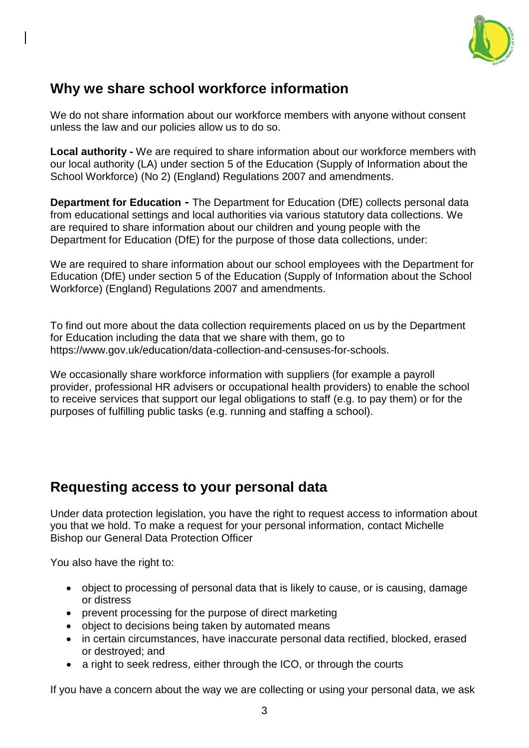## Why we share school workforce information

We do not share information about our workforce members with anyone without consent unless the law and our policies allow us to do so.

**Local authority -** We are required to share information about our workforce members with our local authority (LA) under section 5 of the Education (Supply of Information about the School Workforce) (No 2) (England) Regulations 2007 and amendments.

**Department for Education -** The Department for Education (DfE) collects personal data from educational settings and local authorities via various statutory data collections. We are required to share information about our children and young people with the Department for Education (DfE) for the purpose of those data collections, under:

We are required to share information about our school employees with the Department for Education (DfE) under section 5 of the Education (Supply of Information about the School Workforce) (England) Regulations 2007 and amendments.

To find out more about the data collection requirements placed on us by the Department for Education including the data that we share with them, go to https://www.gov.uk/education/data-collection-and-censuses-for-schools.

We occasionally share workforce information with suppliers (for example a payroll provider, professional HR advisers or occupational health providers) to enable the school to receive services that support our legal obligations to staff (e.g. to pay them) or for the purposes of fulfilling public tasks (e.g. running and staffing a school).

## Requesting access to your personal data

Under data protection legislation, you have the right to request access to information about you that we hold. To make a request for your personal information, contact Michelle Bishop our General Data Protection Officer

You also have the right to:

- object to processing of personal data that is likely to cause, or is causing, damage or distress
- prevent processing for the purpose of direct marketing
- object to decisions being taken by automated means
- in certain circumstances, have inaccurate personal data rectified, blocked, erased or destroyed; and
- a right to seek redress, either through the ICO, or through the courts

If you have a concern about the way we are collecting or using your personal data, we ask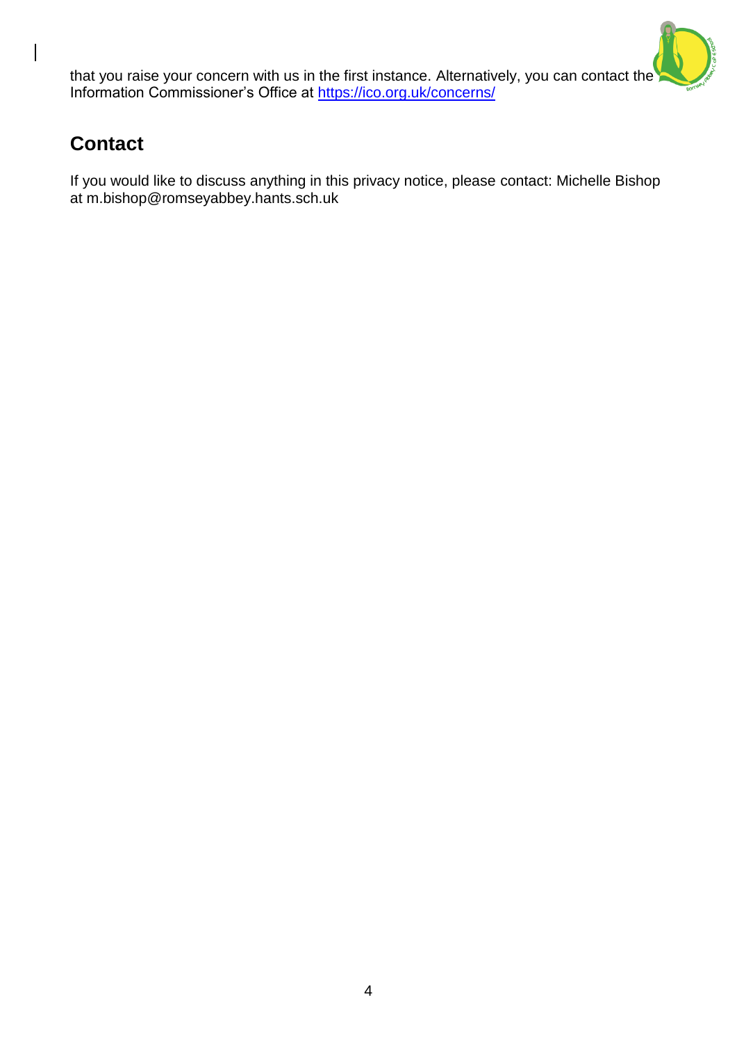that you raise your concern with us in the first instance. Alternatively, you can contact the Information Commissioner's Office at https://ico.org.uk/concerns/

## Contact

If you would like to discuss anything in this privacy notice, please contact: Michelle Bishop at m.bishop@romseyabbey.hants.sch.uk